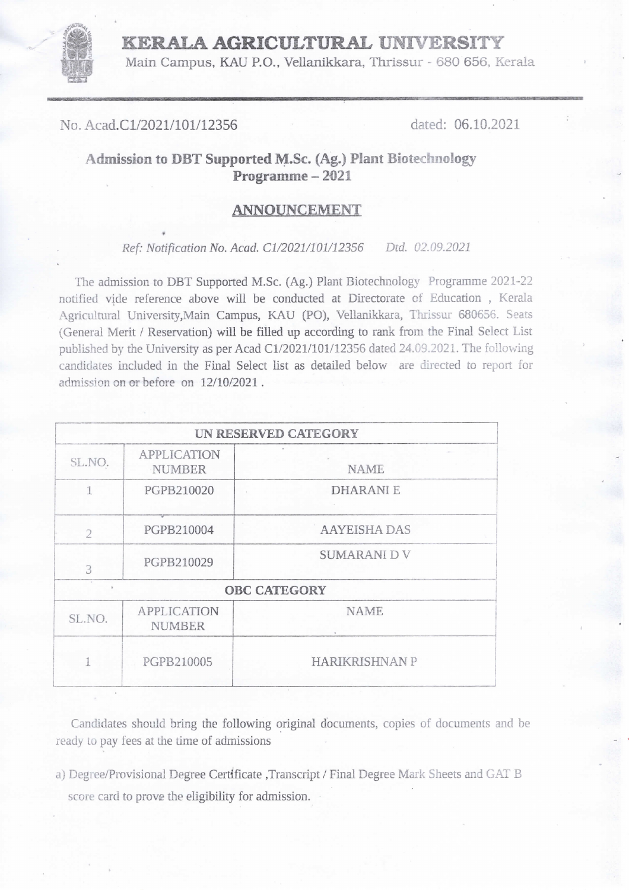# KERALA AGRICULTURAL UNIVERSITY

Main Campus, KAU P.O., Vellanikkara, Thrissur - 680 656, Kerala

No. Acad.C1/2021/101/12356 dated: 06.10.2021

## Admission to DBT Supported M.Sc. (Ag.) Plant Biotechnology Programme – 2021

### ANNOUNCEMENT

*Ref: Notification No. Acad. C1/2021/101/12356 Dtd. 02.09.2021*

The admission to DBT Supported M.Sc. (Ag.) Plant Biotechnology Programme 2021-22 notified vide reference above will be conducted at Directorate of Education , Kerala Agricultural University,Main Campus, KAU (PO), Vellanikkara, Thrissur 680656. Seats (General Merit / Reservation) will be filled up according to rank from the Final Select List published by the University as per Acad C1/2021/101/12356 dated 24.09.2021. The following candidates included in the Final Select list as detailed below are directed to report for admission on or before on 12/10/2021 .

| UN RESERVED CATEGORY | | |
|---|---|---|
| SL.NO. | APPLICATION NUMBER | NAME |
| 1 | PGPB210020 | DHARANI E |
| 2 | PGPB210004 | AAYEISHA DAS |
| 3 | PGPB210029 | SUMARANI D V |
| **OBC CATEGORY** | | |
| SL.NO. | APPLICATION NUMBER | NAME |
| 1 | PGPB210005 | HARIKRISHNAN P |

Candidates should bring the following original documents, copies of documents and be ready to pay fees at the time of admissions

a) Degree/Provisional Degree Certificate ,Transcript / Final Degree Mark Sheets and GAT B score card to prove the eligibility for admission.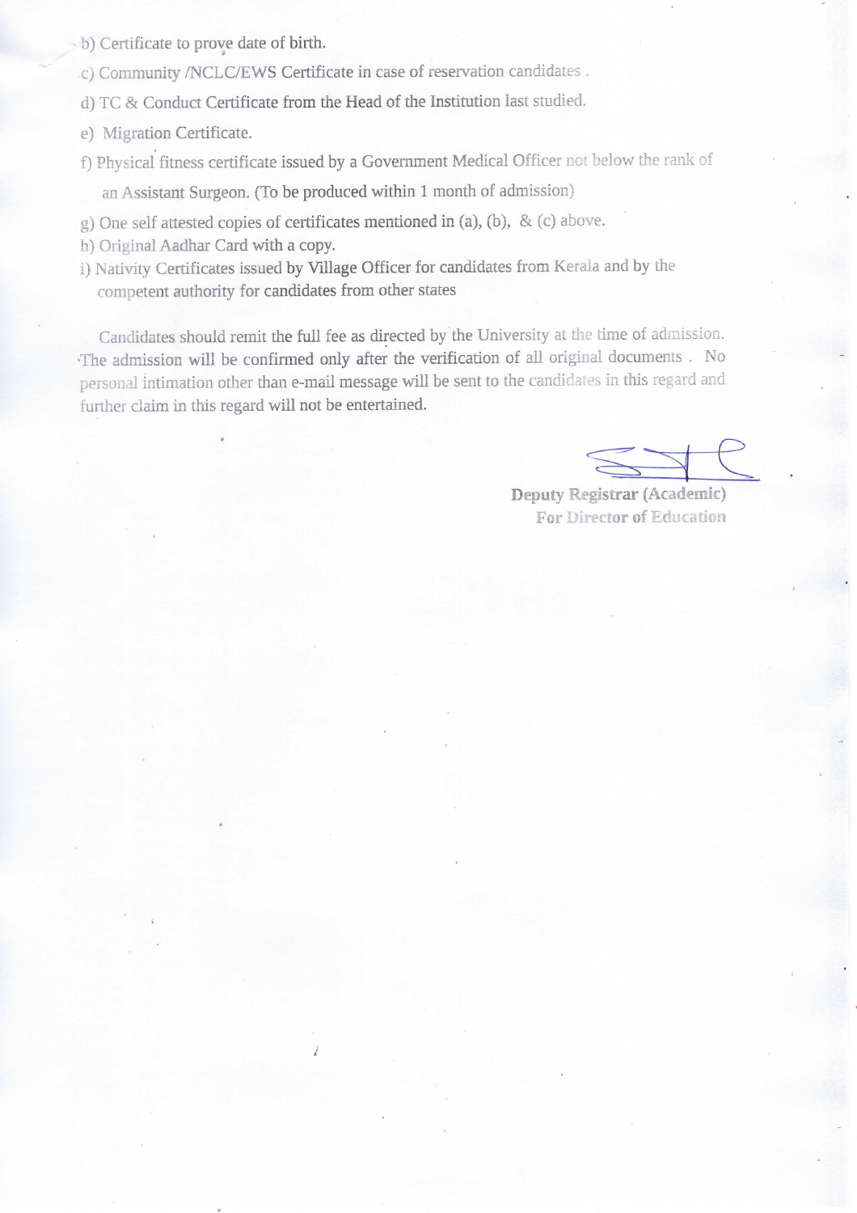b) Certificate to prove date of birth.

c) Community /NCLC/EWS Certificate in case of reservation candidates .

d) TC & Conduct Certificate from the Head of the Institution last studied.

e) Migration Certificate.

f) Physical fitness certificate issued by a Government Medical Officer not below the rank of an Assistant Surgeon. (To be produced within 1 month of admission)

g) One self attested copies of certificates mentioned in (a), (b), & (c) above.

h) Original Aadhar Card with a copy.

i) Nativity Certificates issued by Village Officer for candidates from Kerala and by the competent authority for candidates from other states

Candidates should remit the full fee as directed by the University at the time of admission. The admission will be confirmed only after the verification of all original documents . No personal intimation other than e-mail message will be sent to the candidates in this regard and further claim in this regard will not be entertained.

**Deputy Registrar (Academic)**
**For Director of Education**